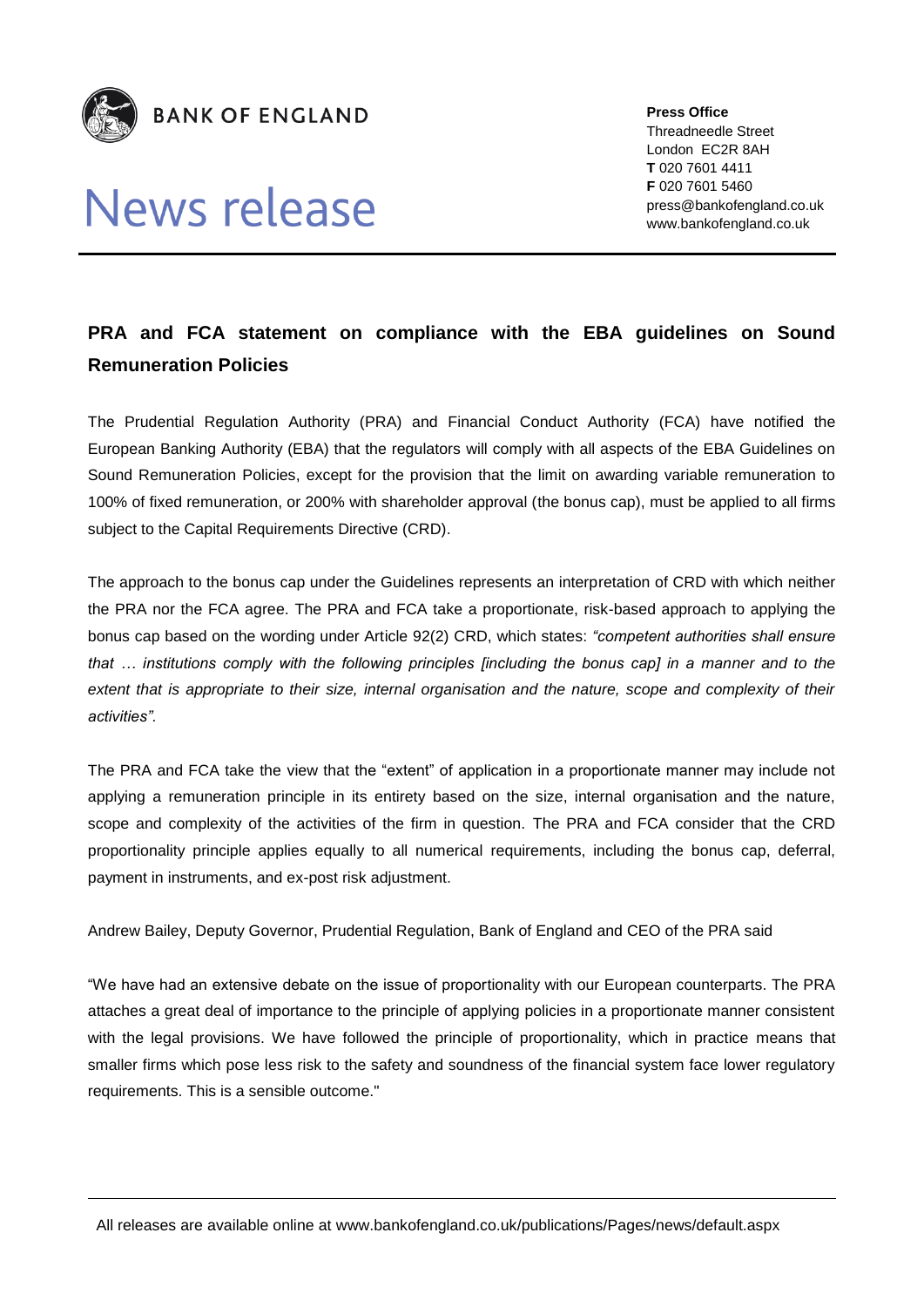**BANK OF ENGLAND**

# News release

**Press Office**
Threadneedle Street
London EC2R 8AH
**T** 020 7601 4411
**F** 020 7601 5460
press@bankofengland.co.uk
www.bankofengland.co.uk

## PRA and FCA statement on compliance with the EBA guidelines on Sound Remuneration Policies

The Prudential Regulation Authority (PRA) and Financial Conduct Authority (FCA) have notified the European Banking Authority (EBA) that the regulators will comply with all aspects of the EBA Guidelines on Sound Remuneration Policies, except for the provision that the limit on awarding variable remuneration to 100% of fixed remuneration, or 200% with shareholder approval (the bonus cap), must be applied to all firms subject to the Capital Requirements Directive (CRD).

The approach to the bonus cap under the Guidelines represents an interpretation of CRD with which neither the PRA nor the FCA agree. The PRA and FCA take a proportionate, risk-based approach to applying the bonus cap based on the wording under Article 92(2) CRD, which states: *"competent authorities shall ensure that … institutions comply with the following principles [including the bonus cap] in a manner and to the extent that is appropriate to their size, internal organisation and the nature, scope and complexity of their activities".*

The PRA and FCA take the view that the "extent" of application in a proportionate manner may include not applying a remuneration principle in its entirety based on the size, internal organisation and the nature, scope and complexity of the activities of the firm in question. The PRA and FCA consider that the CRD proportionality principle applies equally to all numerical requirements, including the bonus cap, deferral, payment in instruments, and ex-post risk adjustment.

Andrew Bailey, Deputy Governor, Prudential Regulation, Bank of England and CEO of the PRA said

"We have had an extensive debate on the issue of proportionality with our European counterparts. The PRA attaches a great deal of importance to the principle of applying policies in a proportionate manner consistent with the legal provisions. We have followed the principle of proportionality, which in practice means that smaller firms which pose less risk to the safety and soundness of the financial system face lower regulatory requirements. This is a sensible outcome."

All releases are available online at www.bankofengland.co.uk/publications/Pages/news/default.aspx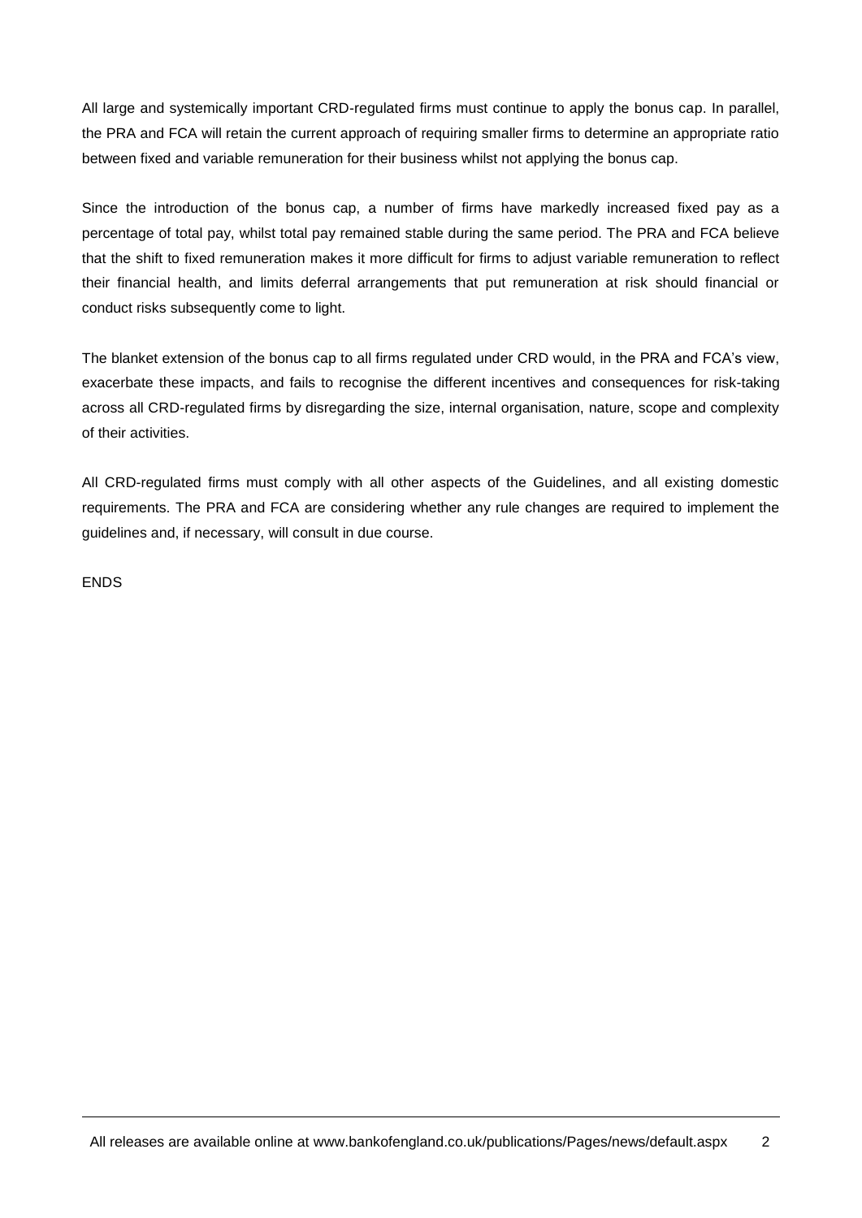All large and systemically important CRD-regulated firms must continue to apply the bonus cap. In parallel, the PRA and FCA will retain the current approach of requiring smaller firms to determine an appropriate ratio between fixed and variable remuneration for their business whilst not applying the bonus cap.

Since the introduction of the bonus cap, a number of firms have markedly increased fixed pay as a percentage of total pay, whilst total pay remained stable during the same period. The PRA and FCA believe that the shift to fixed remuneration makes it more difficult for firms to adjust variable remuneration to reflect their financial health, and limits deferral arrangements that put remuneration at risk should financial or conduct risks subsequently come to light.

The blanket extension of the bonus cap to all firms regulated under CRD would, in the PRA and FCA's view, exacerbate these impacts, and fails to recognise the different incentives and consequences for risk-taking across all CRD-regulated firms by disregarding the size, internal organisation, nature, scope and complexity of their activities.

All CRD-regulated firms must comply with all other aspects of the Guidelines, and all existing domestic requirements. The PRA and FCA are considering whether any rule changes are required to implement the guidelines and, if necessary, will consult in due course.

ENDS